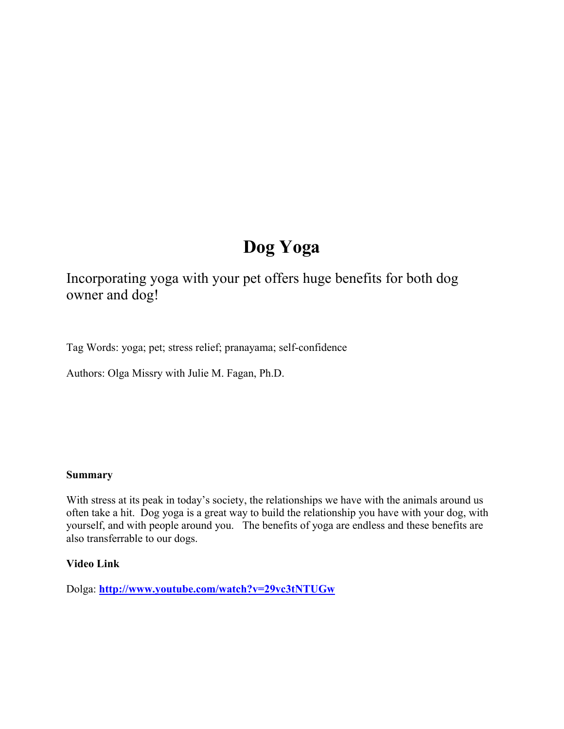# Dog Yoga

Incorporating yoga with your pet offers huge benefits for both dog owner and dog!

Tag Words: yoga; pet; stress relief; pranayama; self-confidence

Authors: Olga Missry with Julie M. Fagan, Ph.D.

**Summary**

With stress at its peak in today's society, the relationships we have with the animals around us often take a hit. Dog yoga is a great way to build the relationship you have with your dog, with yourself, and with people around you. The benefits of yoga are endless and these benefits are also transferrable to our dogs.

**Video Link**

Dolga: **[http://www.youtube.com/watch?v=29vc3tNTUGw](http://www.youtube.com/watch?v=29vc3tNTUGw)**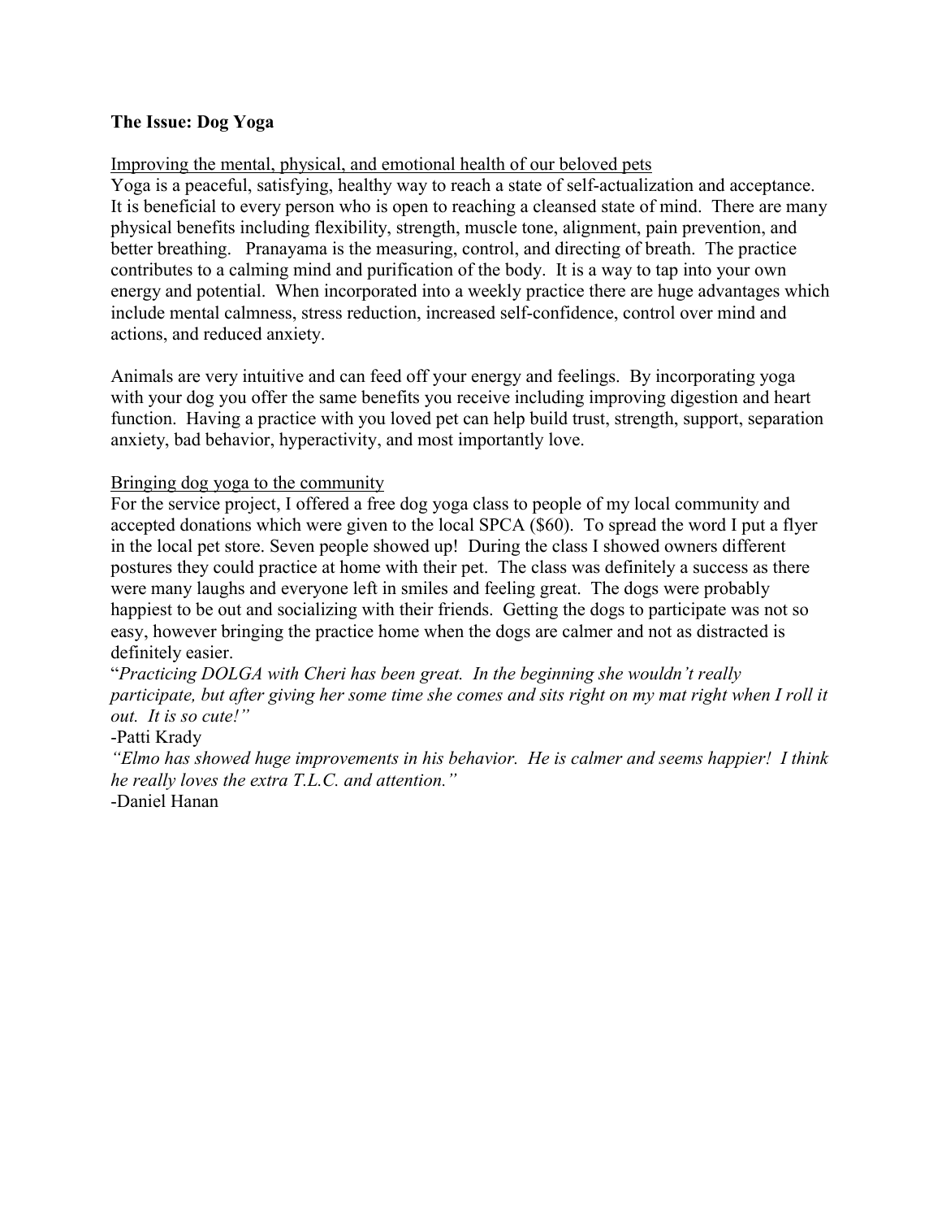**The Issue: Dog Yoga**

Improving the mental, physical, and emotional health of our beloved pets

Yoga is a peaceful, satisfying, healthy way to reach a state of self-actualization and acceptance. It is beneficial to every person who is open to reaching a cleansed state of mind. There are many physical benefits including flexibility, strength, muscle tone, alignment, pain prevention, and better breathing. Pranayama is the measuring, control, and directing of breath. The practice contributes to a calming mind and purification of the body. It is a way to tap into your own energy and potential. When incorporated into a weekly practice there are huge advantages which include mental calmness, stress reduction, increased self-confidence, control over mind and actions, and reduced anxiety.

Animals are very intuitive and can feed off your energy and feelings. By incorporating yoga with your dog you offer the same benefits you receive including improving digestion and heart function. Having a practice with you loved pet can help build trust, strength, support, separation anxiety, bad behavior, hyperactivity, and most importantly love.

Bringing dog yoga to the community

For the service project, I offered a free dog yoga class to people of my local community and accepted donations which were given to the local SPCA ($60). To spread the word I put a flyer in the local pet store. Seven people showed up! During the class I showed owners different postures they could practice at home with their pet. The class was definitely a success as there were many laughs and everyone left in smiles and feeling great. The dogs were probably happiest to be out and socializing with their friends. Getting the dogs to participate was not so easy, however bringing the practice home when the dogs are calmer and not as distracted is definitely easier.

"*Practicing DOLGA with Cheri has been great. In the beginning she wouldn't really participate, but after giving her some time she comes and sits right on my mat right when I roll it out. It is so cute!"*

-Patti Krady

*"Elmo has showed huge improvements in his behavior. He is calmer and seems happier! I think he really loves the extra T.L.C. and attention."*

-Daniel Hanan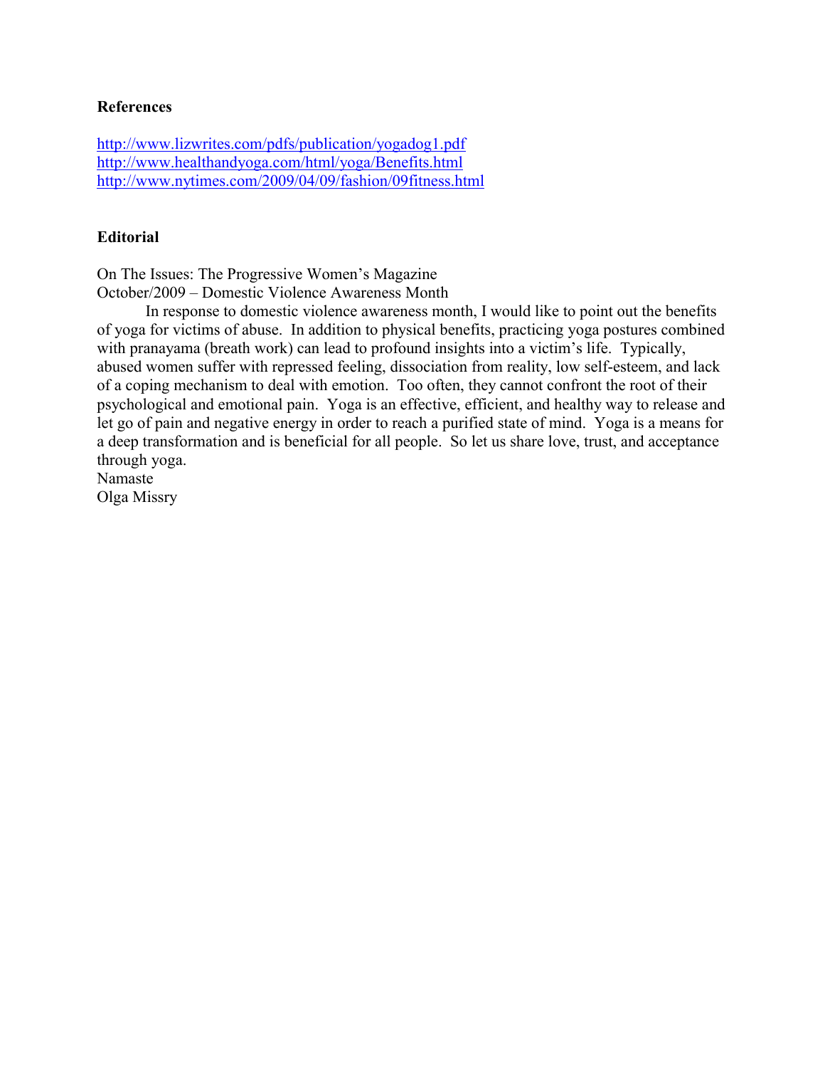**References**

http://www.lizwrites.com/pdfs/publication/yogadog1.pdf
http://www.healthandyoga.com/html/yoga/Benefits.html
http://www.nytimes.com/2009/04/09/fashion/09fitness.html

**Editorial**

On The Issues: The Progressive Women's Magazine
October/2009 – Domestic Violence Awareness Month

In response to domestic violence awareness month, I would like to point out the benefits of yoga for victims of abuse. In addition to physical benefits, practicing yoga postures combined with pranayama (breath work) can lead to profound insights into a victim's life. Typically, abused women suffer with repressed feeling, dissociation from reality, low self-esteem, and lack of a coping mechanism to deal with emotion. Too often, they cannot confront the root of their psychological and emotional pain. Yoga is an effective, efficient, and healthy way to release and let go of pain and negative energy in order to reach a purified state of mind. Yoga is a means for a deep transformation and is beneficial for all people. So let us share love, trust, and acceptance through yoga.

Namaste
Olga Missry